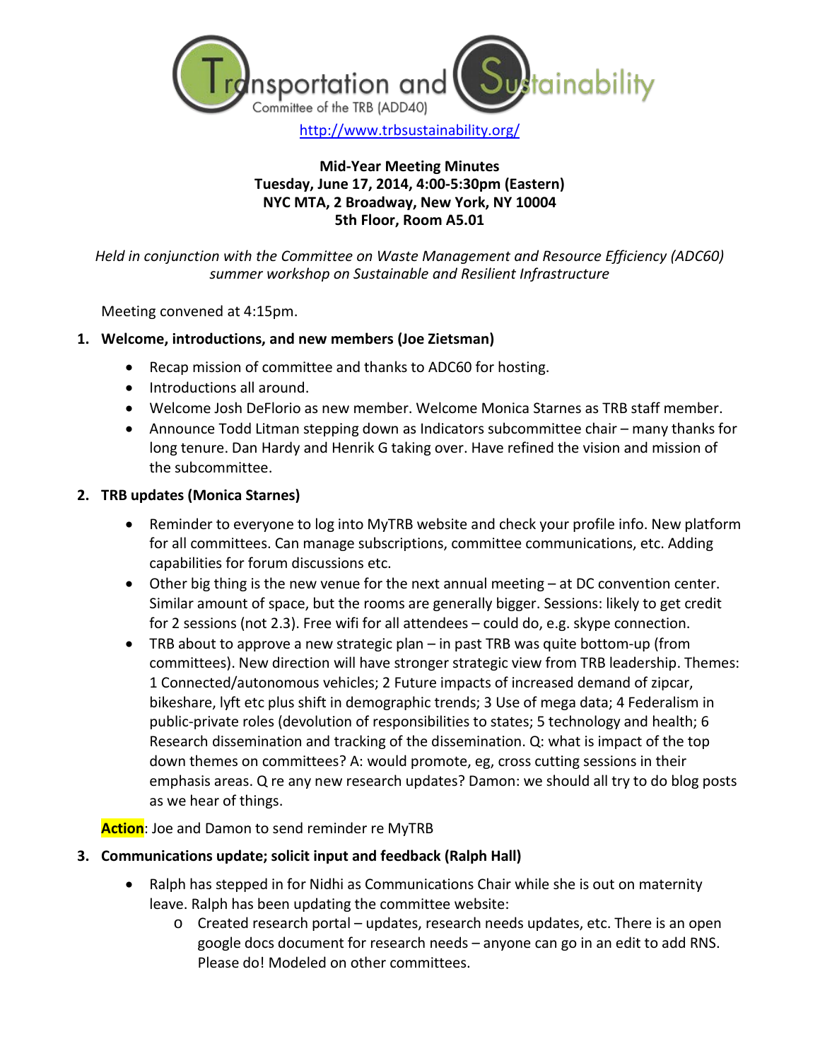Transportation and Sustainability

Committee of the TRB (ADD40)

http://www.trbsustainability.org/

**Mid-Year Meeting Minutes**
**Tuesday, June 17, 2014, 4:00-5:30pm (Eastern)**
**NYC MTA, 2 Broadway, New York, NY 10004**
**5th Floor, Room A5.01**

*Held in conjunction with the Committee on Waste Management and Resource Efficiency (ADC60) summer workshop on Sustainable and Resilient Infrastructure*

Meeting convened at 4:15pm.

1. **Welcome, introductions, and new members (Joe Zietsman)**
   - Recap mission of committee and thanks to ADC60 for hosting.
   - Introductions all around.
   - Welcome Josh DeFlorio as new member. Welcome Monica Starnes as TRB staff member.
   - Announce Todd Litman stepping down as Indicators subcommittee chair – many thanks for long tenure. Dan Hardy and Henrik G taking over. Have refined the vision and mission of the subcommittee.

2. **TRB updates (Monica Starnes)**
   - Reminder to everyone to log into MyTRB website and check your profile info. New platform for all committees. Can manage subscriptions, committee communications, etc. Adding capabilities for forum discussions etc.
   - Other big thing is the new venue for the next annual meeting – at DC convention center. Similar amount of space, but the rooms are generally bigger. Sessions: likely to get credit for 2 sessions (not 2.3). Free wifi for all attendees – could do, e.g. skype connection.
   - TRB about to approve a new strategic plan – in past TRB was quite bottom-up (from committees). New direction will have stronger strategic view from TRB leadership. Themes: 1 Connected/autonomous vehicles; 2 Future impacts of increased demand of zipcar, bikeshare, lyft etc plus shift in demographic trends; 3 Use of mega data; 4 Federalism in public-private roles (devolution of responsibilities to states; 5 technology and health; 6 Research dissemination and tracking of the dissemination. Q: what is impact of the top down themes on committees? A: would promote, eg, cross cutting sessions in their emphasis areas. Q re any new research updates? Damon: we should all try to do blog posts as we hear of things.

   **Action**: Joe and Damon to send reminder re MyTRB

3. **Communications update; solicit input and feedback (Ralph Hall)**
   - Ralph has stepped in for Nidhi as Communications Chair while she is out on maternity leave. Ralph has been updating the committee website:
     - Created research portal – updates, research needs updates, etc. There is an open google docs document for research needs – anyone can go in an edit to add RNS. Please do! Modeled on other committees.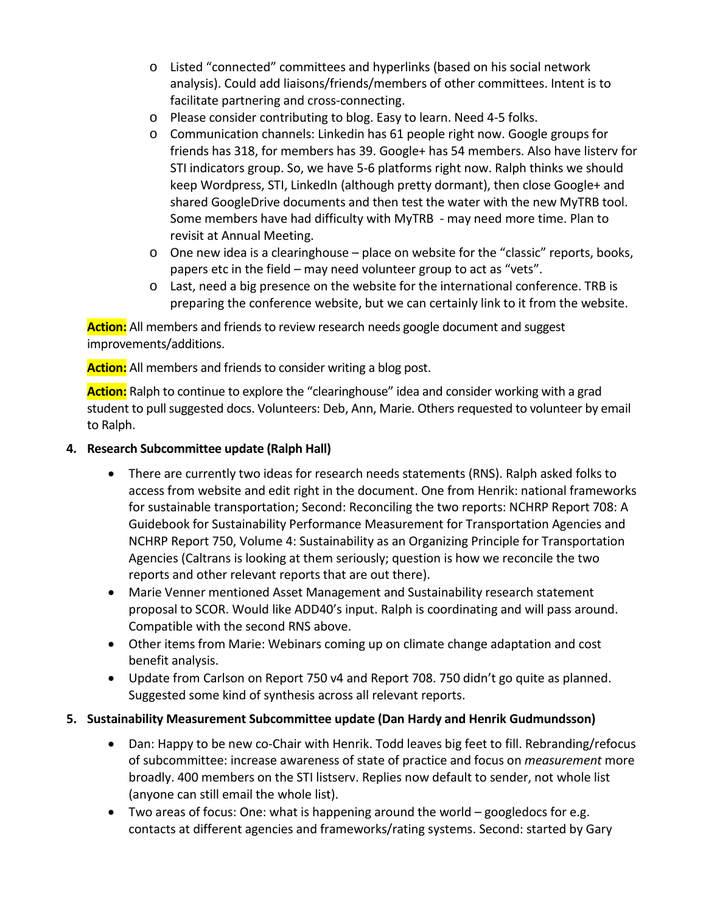- Listed "connected" committees and hyperlinks (based on his social network analysis). Could add liaisons/friends/members of other committees. Intent is to facilitate partnering and cross-connecting.
  - Please consider contributing to blog. Easy to learn. Need 4-5 folks.
  - Communication channels: Linkedin has 61 people right now. Google groups for friends has 318, for members has 39. Google+ has 54 members. Also have listerv for STI indicators group. So, we have 5-6 platforms right now. Ralph thinks we should keep Wordpress, STI, LinkedIn (although pretty dormant), then close Google+ and shared GoogleDrive documents and then test the water with the new MyTRB tool. Some members have had difficulty with MyTRB - may need more time. Plan to revisit at Annual Meeting.
  - One new idea is a clearinghouse – place on website for the "classic" reports, books, papers etc in the field – may need volunteer group to act as "vets".
  - Last, need a big presence on the website for the international conference. TRB is preparing the conference website, but we can certainly link to it from the website.

**Action:** All members and friends to review research needs google document and suggest improvements/additions.

**Action:** All members and friends to consider writing a blog post.

**Action:** Ralph to continue to explore the "clearinghouse" idea and consider working with a grad student to pull suggested docs. Volunteers: Deb, Ann, Marie. Others requested to volunteer by email to Ralph.

**4. Research Subcommittee update (Ralph Hall)**

- There are currently two ideas for research needs statements (RNS). Ralph asked folks to access from website and edit right in the document. One from Henrik: national frameworks for sustainable transportation; Second: Reconciling the two reports: NCHRP Report 708: A Guidebook for Sustainability Performance Measurement for Transportation Agencies and NCHRP Report 750, Volume 4: Sustainability as an Organizing Principle for Transportation Agencies (Caltrans is looking at them seriously; question is how we reconcile the two reports and other relevant reports that are out there).
- Marie Venner mentioned Asset Management and Sustainability research statement proposal to SCOR. Would like ADD40's input. Ralph is coordinating and will pass around. Compatible with the second RNS above.
- Other items from Marie: Webinars coming up on climate change adaptation and cost benefit analysis.
- Update from Carlson on Report 750 v4 and Report 708. 750 didn't go quite as planned. Suggested some kind of synthesis across all relevant reports.

**5. Sustainability Measurement Subcommittee update (Dan Hardy and Henrik Gudmundsson)**

- Dan: Happy to be new co-Chair with Henrik. Todd leaves big feet to fill. Rebranding/refocus of subcommittee: increase awareness of state of practice and focus on *measurement* more broadly. 400 members on the STI listserv. Replies now default to sender, not whole list (anyone can still email the whole list).
- Two areas of focus: One: what is happening around the world – googledocs for e.g. contacts at different agencies and frameworks/rating systems. Second: started by Gary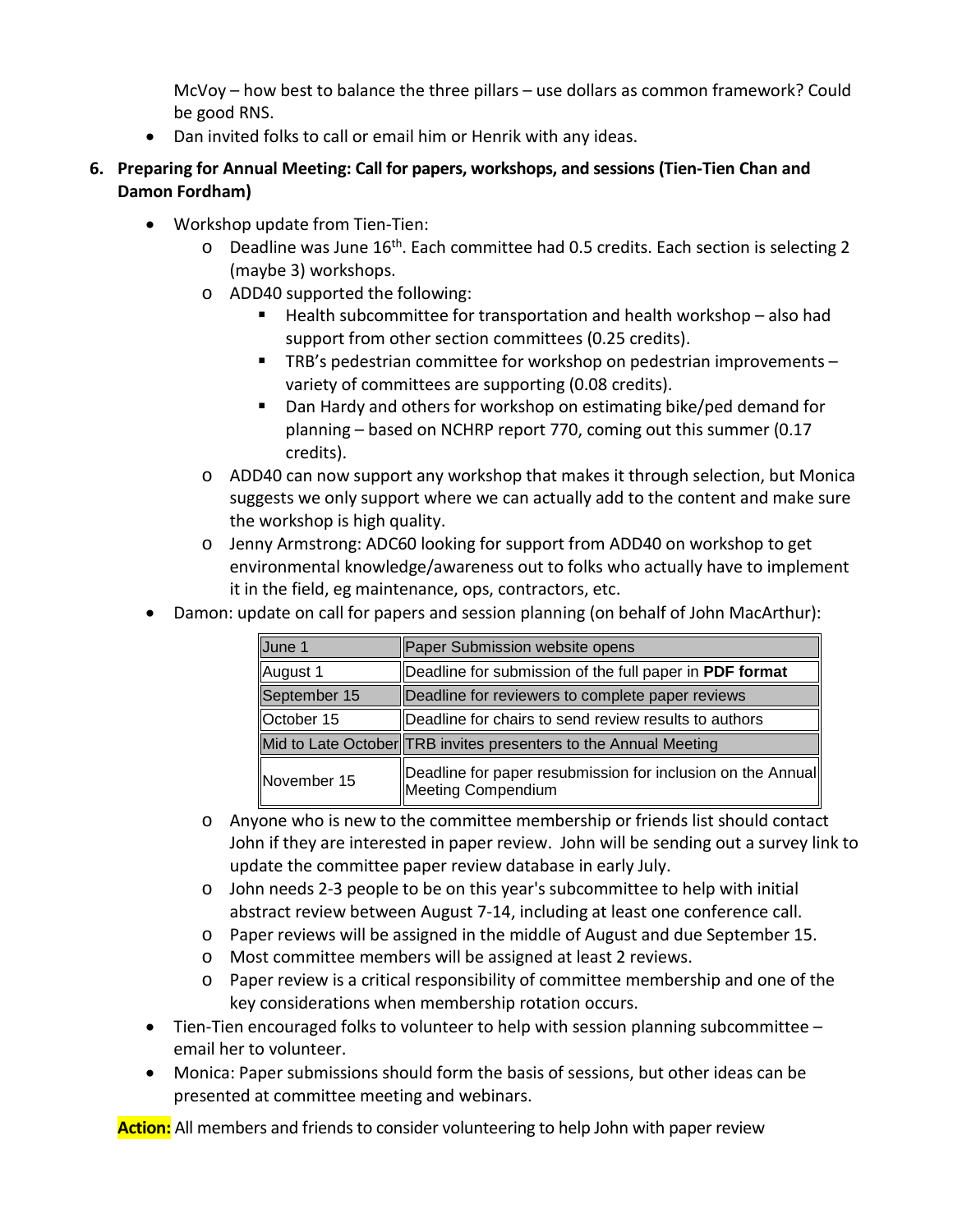McVoy – how best to balance the three pillars – use dollars as common framework? Could be good RNS.

- Dan invited folks to call or email him or Henrik with any ideas.

**6. Preparing for Annual Meeting: Call for papers, workshops, and sessions (Tien-Tien Chan and Damon Fordham)**

- Workshop update from Tien-Tien:
  - Deadline was June 16th. Each committee had 0.5 credits. Each section is selecting 2 (maybe 3) workshops.
  - ADD40 supported the following:
    - Health subcommittee for transportation and health workshop – also had support from other section committees (0.25 credits).
    - TRB's pedestrian committee for workshop on pedestrian improvements – variety of committees are supporting (0.08 credits).
    - Dan Hardy and others for workshop on estimating bike/ped demand for planning – based on NCHRP report 770, coming out this summer (0.17 credits).
  - ADD40 can now support any workshop that makes it through selection, but Monica suggests we only support where we can actually add to the content and make sure the workshop is high quality.
  - Jenny Armstrong: ADC60 looking for support from ADD40 on workshop to get environmental knowledge/awareness out to folks who actually have to implement it in the field, eg maintenance, ops, contractors, etc.
- Damon: update on call for papers and session planning (on behalf of John MacArthur):

| Date | Event |
|---|---|
| June 1 | Paper Submission website opens |
| August 1 | Deadline for submission of the full paper in **PDF format** |
| September 15 | Deadline for reviewers to complete paper reviews |
| October 15 | Deadline for chairs to send review results to authors |
| Mid to Late October | TRB invites presenters to the Annual Meeting |
| November 15 | Deadline for paper resubmission for inclusion on the Annual Meeting Compendium |

  - Anyone who is new to the committee membership or friends list should contact John if they are interested in paper review. John will be sending out a survey link to update the committee paper review database in early July.
  - John needs 2-3 people to be on this year's subcommittee to help with initial abstract review between August 7-14, including at least one conference call.
  - Paper reviews will be assigned in the middle of August and due September 15.
  - Most committee members will be assigned at least 2 reviews.
  - Paper review is a critical responsibility of committee membership and one of the key considerations when membership rotation occurs.
- Tien-Tien encouraged folks to volunteer to help with session planning subcommittee – email her to volunteer.
- Monica: Paper submissions should form the basis of sessions, but other ideas can be presented at committee meeting and webinars.

**Action:** All members and friends to consider volunteering to help John with paper review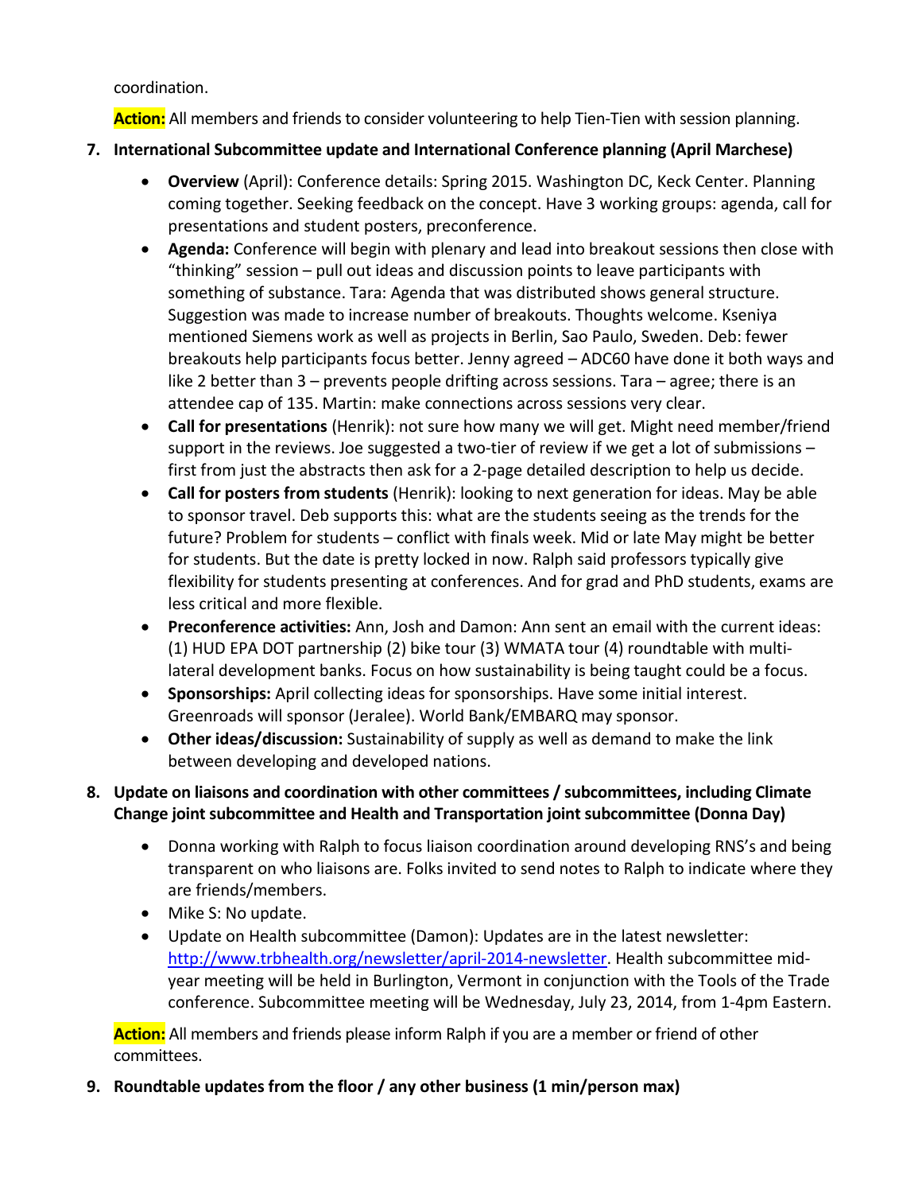coordination.

**Action:** All members and friends to consider volunteering to help Tien-Tien with session planning.

7. **International Subcommittee update and International Conference planning (April Marchese)**

    - **Overview** (April): Conference details: Spring 2015. Washington DC, Keck Center. Planning coming together. Seeking feedback on the concept. Have 3 working groups: agenda, call for presentations and student posters, preconference.
    - **Agenda:** Conference will begin with plenary and lead into breakout sessions then close with "thinking" session – pull out ideas and discussion points to leave participants with something of substance. Tara: Agenda that was distributed shows general structure. Suggestion was made to increase number of breakouts. Thoughts welcome. Kseniya mentioned Siemens work as well as projects in Berlin, Sao Paulo, Sweden. Deb: fewer breakouts help participants focus better. Jenny agreed – ADC60 have done it both ways and like 2 better than 3 – prevents people drifting across sessions. Tara – agree; there is an attendee cap of 135. Martin: make connections across sessions very clear.
    - **Call for presentations** (Henrik): not sure how many we will get. Might need member/friend support in the reviews. Joe suggested a two-tier of review if we get a lot of submissions – first from just the abstracts then ask for a 2-page detailed description to help us decide.
    - **Call for posters from students** (Henrik): looking to next generation for ideas. May be able to sponsor travel. Deb supports this: what are the students seeing as the trends for the future? Problem for students – conflict with finals week. Mid or late May might be better for students. But the date is pretty locked in now. Ralph said professors typically give flexibility for students presenting at conferences. And for grad and PhD students, exams are less critical and more flexible.
    - **Preconference activities:** Ann, Josh and Damon: Ann sent an email with the current ideas: (1) HUD EPA DOT partnership (2) bike tour (3) WMATA tour (4) roundtable with multi-lateral development banks. Focus on how sustainability is being taught could be a focus.
    - **Sponsorships:** April collecting ideas for sponsorships. Have some initial interest. Greenroads will sponsor (Jeralee). World Bank/EMBARQ may sponsor.
    - **Other ideas/discussion:** Sustainability of supply as well as demand to make the link between developing and developed nations.

8. **Update on liaisons and coordination with other committees / subcommittees, including Climate Change joint subcommittee and Health and Transportation joint subcommittee (Donna Day)**

    - Donna working with Ralph to focus liaison coordination around developing RNS's and being transparent on who liaisons are. Folks invited to send notes to Ralph to indicate where they are friends/members.
    - Mike S: No update.
    - Update on Health subcommittee (Damon): Updates are in the latest newsletter: http://www.trbhealth.org/newsletter/april-2014-newsletter. Health subcommittee mid-year meeting will be held in Burlington, Vermont in conjunction with the Tools of the Trade conference. Subcommittee meeting will be Wednesday, July 23, 2014, from 1-4pm Eastern.

**Action:** All members and friends please inform Ralph if you are a member or friend of other committees.

9. **Roundtable updates from the floor / any other business (1 min/person max)**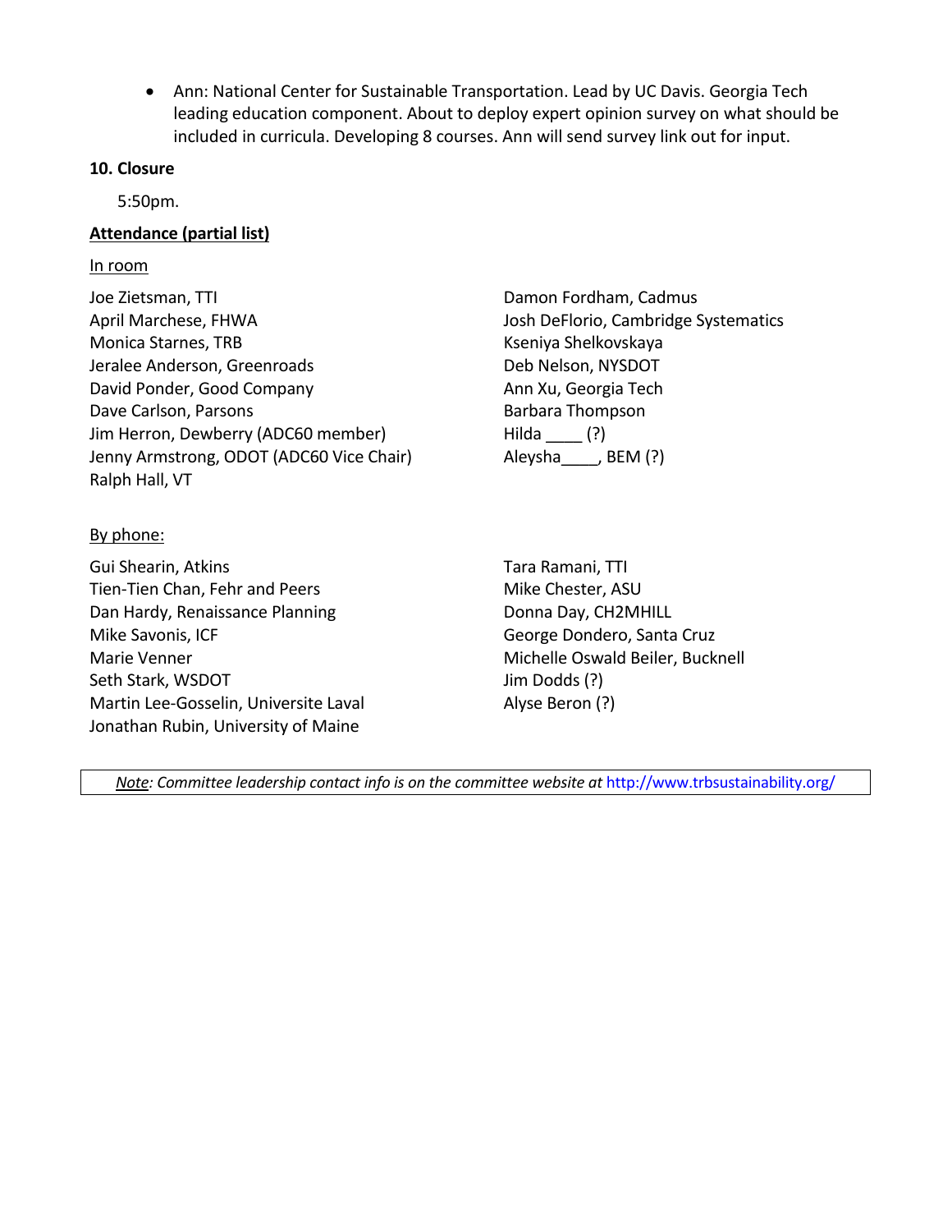- Ann: National Center for Sustainable Transportation. Lead by UC Davis. Georgia Tech leading education component. About to deploy expert opinion survey on what should be included in curricula. Developing 8 courses. Ann will send survey link out for input.

**10. Closure**

5:50pm.

**Attendance (partial list)**

In room

Joe Zietsman, TTI
April Marchese, FHWA
Monica Starnes, TRB
Jeralee Anderson, Greenroads
David Ponder, Good Company
Dave Carlson, Parsons
Jim Herron, Dewberry (ADC60 member)
Jenny Armstrong, ODOT (ADC60 Vice Chair)
Ralph Hall, VT
Damon Fordham, Cadmus
Josh DeFlorio, Cambridge Systematics
Kseniya Shelkovskaya
Deb Nelson, NYSDOT
Ann Xu, Georgia Tech
Barbara Thompson
Hilda ____ (?)
Aleysha____, BEM (?)

By phone:

Gui Shearin, Atkins
Tien-Tien Chan, Fehr and Peers
Dan Hardy, Renaissance Planning
Mike Savonis, ICF
Marie Venner
Seth Stark, WSDOT
Martin Lee-Gosselin, Universite Laval
Jonathan Rubin, University of Maine
Tara Ramani, TTI
Mike Chester, ASU
Donna Day, CH2MHILL
George Dondero, Santa Cruz
Michelle Oswald Beiler, Bucknell
Jim Dodds (?)
Alyse Beron (?)

*Note: Committee leadership contact info is on the committee website at* http://www.trbsustainability.org/